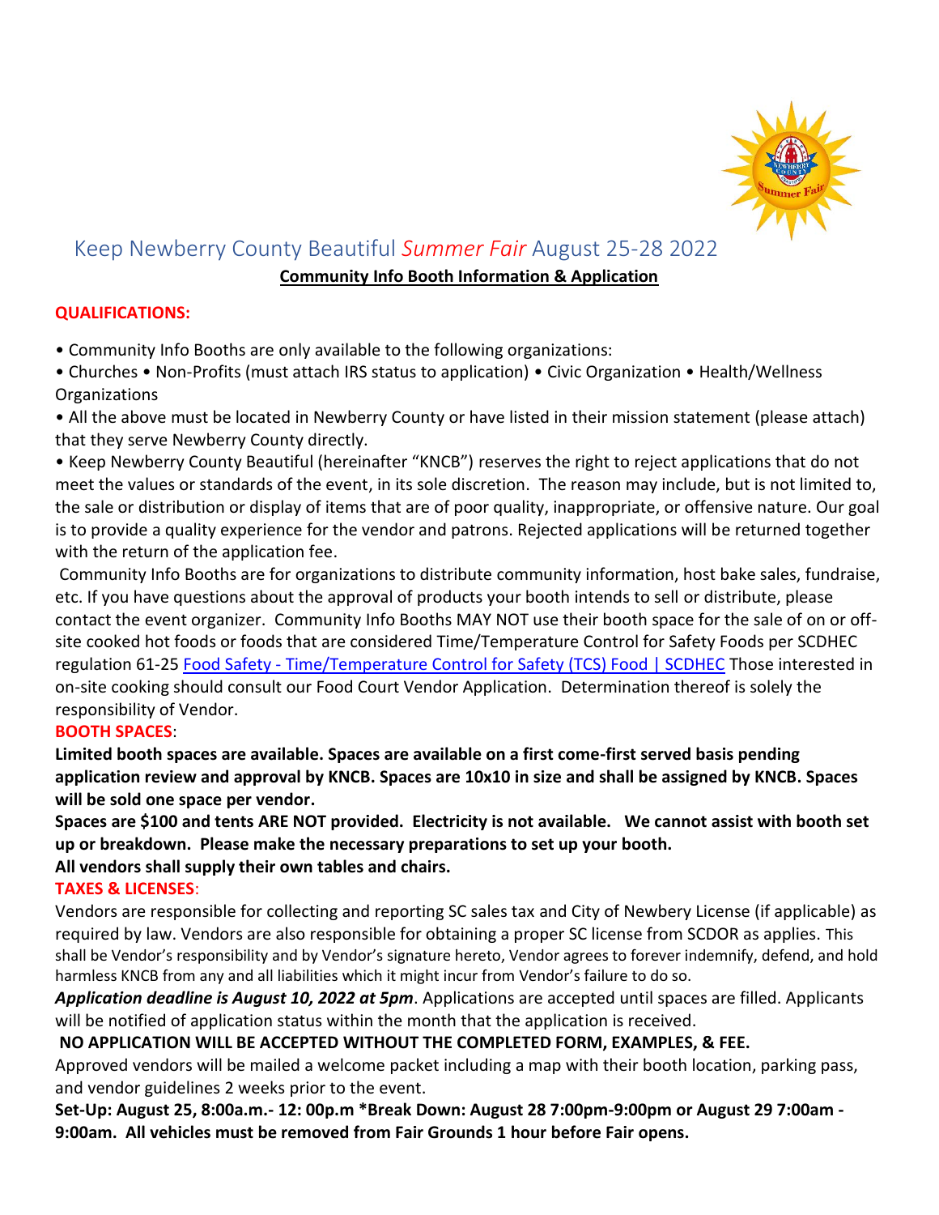# Keep Newberry County Beautiful *Summer Fair* August 25-28 2022

**Community Info Booth Information & Application**

**QUALIFICATIONS:**

• Community Info Booths are only available to the following organizations:

• Churches • Non-Profits (must attach IRS status to application) • Civic Organization • Health/Wellness Organizations

• All the above must be located in Newberry County or have listed in their mission statement (please attach) that they serve Newberry County directly.

• Keep Newberry County Beautiful (hereinafter "KNCB") reserves the right to reject applications that do not meet the values or standards of the event, in its sole discretion. The reason may include, but is not limited to, the sale or distribution or display of items that are of poor quality, inappropriate, or offensive nature. Our goal is to provide a quality experience for the vendor and patrons. Rejected applications will be returned together with the return of the application fee.

Community Info Booths are for organizations to distribute community information, host bake sales, fundraise, etc. If you have questions about the approval of products your booth intends to sell or distribute, please contact the event organizer. Community Info Booths MAY NOT use their booth space for the sale of on or off-site cooked hot foods or foods that are considered Time/Temperature Control for Safety Foods per SCDHEC regulation 61-25 Food Safety - Time/Temperature Control for Safety (TCS) Food | SCDHEC Those interested in on-site cooking should consult our Food Court Vendor Application. Determination thereof is solely the responsibility of Vendor.

**BOOTH SPACES**:

**Limited booth spaces are available. Spaces are available on a first come-first served basis pending application review and approval by KNCB. Spaces are 10x10 in size and shall be assigned by KNCB. Spaces will be sold one space per vendor.**

**Spaces are $100 and tents ARE NOT provided. Electricity is not available. We cannot assist with booth set up or breakdown. Please make the necessary preparations to set up your booth.**

**All vendors shall supply their own tables and chairs.**

**TAXES & LICENSES**:

Vendors are responsible for collecting and reporting SC sales tax and City of Newbery License (if applicable) as required by law. Vendors are also responsible for obtaining a proper SC license from SCDOR as applies. This shall be Vendor's responsibility and by Vendor's signature hereto, Vendor agrees to forever indemnify, defend, and hold harmless KNCB from any and all liabilities which it might incur from Vendor's failure to do so.

***Application deadline is August 10, 2022 at 5pm***. Applications are accepted until spaces are filled. Applicants will be notified of application status within the month that the application is received.

**NO APPLICATION WILL BE ACCEPTED WITHOUT THE COMPLETED FORM, EXAMPLES, & FEE.**

Approved vendors will be mailed a welcome packet including a map with their booth location, parking pass, and vendor guidelines 2 weeks prior to the event.

**Set-Up: August 25, 8:00a.m.- 12: 00p.m \*Break Down: August 28 7:00pm-9:00pm or August 29 7:00am - 9:00am. All vehicles must be removed from Fair Grounds 1 hour before Fair opens.**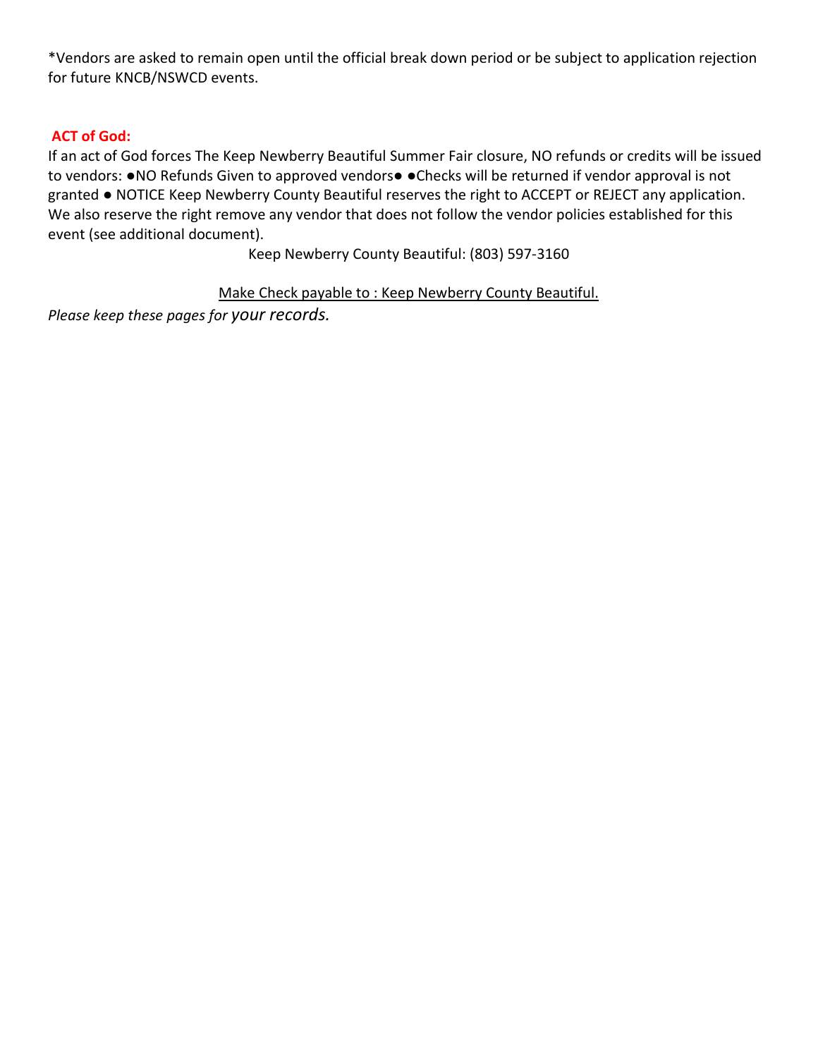*Vendors are asked to remain open until the official break down period or be subject to application rejection for future KNCB/NSWCD events.

**ACT of God:**

If an act of God forces The Keep Newberry Beautiful Summer Fair closure, NO refunds or credits will be issued to vendors: ●NO Refunds Given to approved vendors● ●Checks will be returned if vendor approval is not granted ● NOTICE Keep Newberry County Beautiful reserves the right to ACCEPT or REJECT any application. We also reserve the right remove any vendor that does not follow the vendor policies established for this event (see additional document).

Keep Newberry County Beautiful: (803) 597-3160

Make Check payable to : Keep Newberry County Beautiful.

*Please keep these pages for your records.*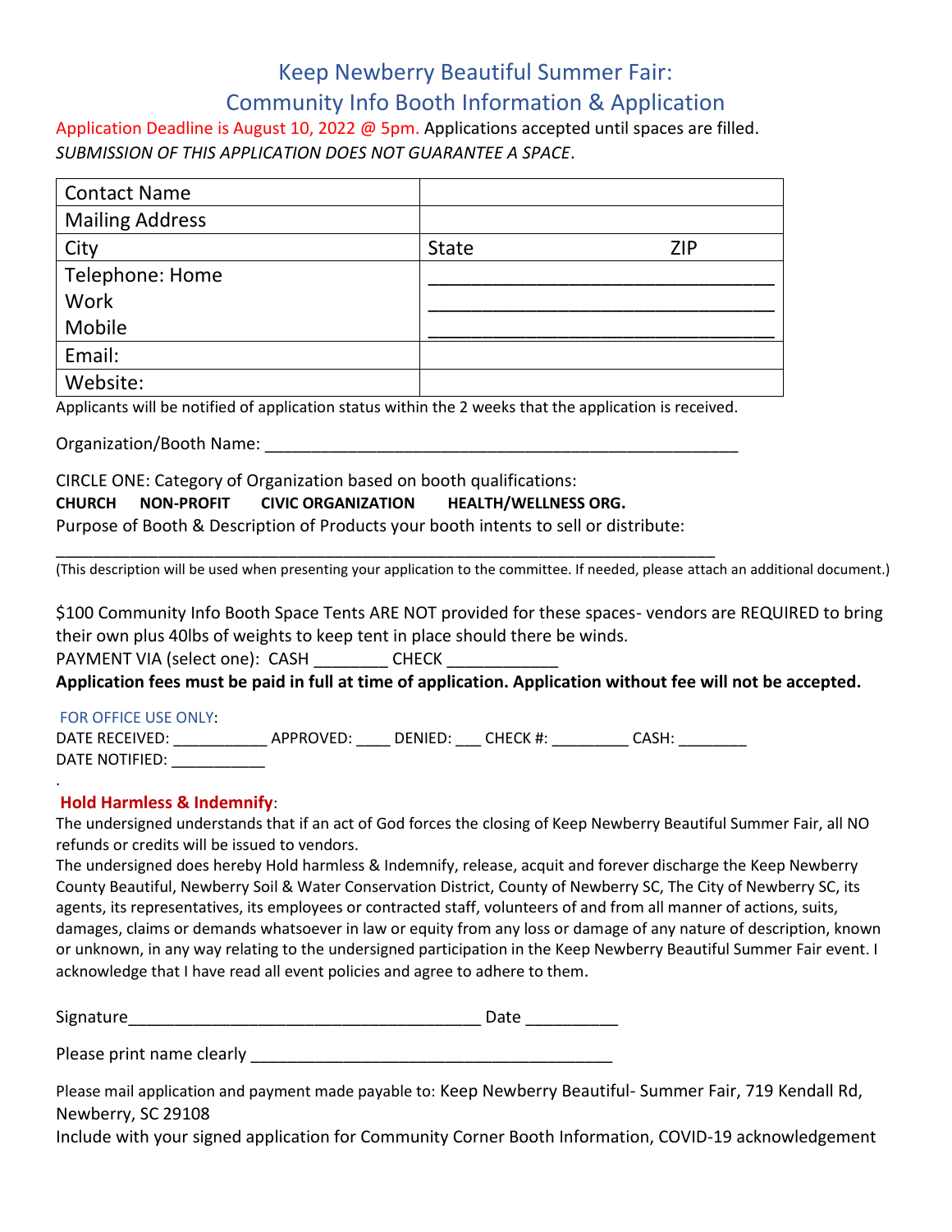# Keep Newberry Beautiful Summer Fair:
# Community Info Booth Information & Application

Application Deadline is August 10, 2022 @ 5pm. Applications accepted until spaces are filled.
*SUBMISSION OF THIS APPLICATION DOES NOT GUARANTEE A SPACE*.

| Contact Name | |
|---|---|
| Mailing Address | |
| City | State ZIP |
| Telephone: Home<br>Work<br>Mobile | ___________________________________<br>___________________________________<br>___________________________________ |
| Email: | |
| Website: | |

Applicants will be notified of application status within the 2 weeks that the application is received.

Organization/Booth Name: _______________________________________________________

CIRCLE ONE: Category of Organization based on booth qualifications:

**CHURCH NON-PROFIT CIVIC ORGANIZATION HEALTH/WELLNESS ORG.**

Purpose of Booth & Description of Products your booth intents to sell or distribute:

_____________________________________________________________________________

(This description will be used when presenting your application to the committee. If needed, please attach an additional document.)

$100 Community Info Booth Space Tents ARE NOT provided for these spaces- vendors are REQUIRED to bring their own plus 40lbs of weights to keep tent in place should there be winds.

PAYMENT VIA (select one): CASH ________ CHECK ____________

**Application fees must be paid in full at time of application. Application without fee will not be accepted.**

FOR OFFICE USE ONLY:

DATE RECEIVED: ___________ APPROVED: ____ DENIED: ___ CHECK #: _________ CASH: ________

DATE NOTIFIED: ___________

**Hold Harmless & Indemnify**:

The undersigned understands that if an act of God forces the closing of Keep Newberry Beautiful Summer Fair, all NO refunds or credits will be issued to vendors.

The undersigned does hereby Hold harmless & Indemnify, release, acquit and forever discharge the Keep Newberry County Beautiful, Newberry Soil & Water Conservation District, County of Newberry SC, The City of Newberry SC, its agents, its representatives, its employees or contracted staff, volunteers of and from all manner of actions, suits, damages, claims or demands whatsoever in law or equity from any loss or damage of any nature of description, known or unknown, in any way relating to the undersigned participation in the Keep Newberry Beautiful Summer Fair event. I acknowledge that I have read all event policies and agree to adhere to them.

Signature_______________________________________ Date __________

Please print name clearly ________________________________________

Please mail application and payment made payable to: Keep Newberry Beautiful- Summer Fair, 719 Kendall Rd, Newberry, SC 29108

Include with your signed application for Community Corner Booth Information, COVID-19 acknowledgement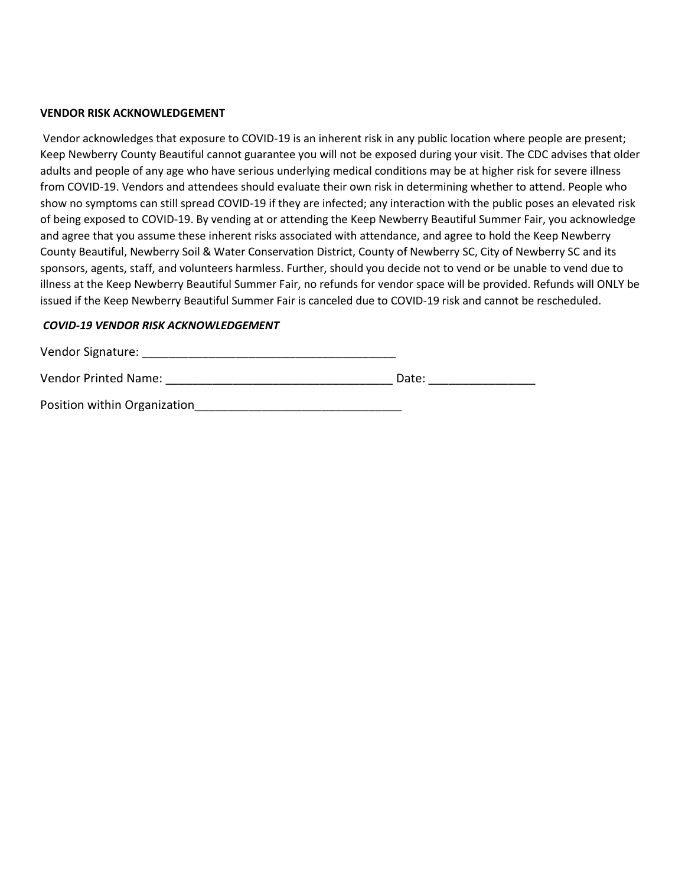**VENDOR RISK ACKNOWLEDGEMENT**

Vendor acknowledges that exposure to COVID-19 is an inherent risk in any public location where people are present; Keep Newberry County Beautiful cannot guarantee you will not be exposed during your visit. The CDC advises that older adults and people of any age who have serious underlying medical conditions may be at higher risk for severe illness from COVID-19. Vendors and attendees should evaluate their own risk in determining whether to attend. People who show no symptoms can still spread COVID-19 if they are infected; any interaction with the public poses an elevated risk of being exposed to COVID-19. By vending at or attending the Keep Newberry Beautiful Summer Fair, you acknowledge and agree that you assume these inherent risks associated with attendance, and agree to hold the Keep Newberry County Beautiful, Newberry Soil & Water Conservation District, County of Newberry SC, City of Newberry SC and its sponsors, agents, staff, and volunteers harmless. Further, should you decide not to vend or be unable to vend due to illness at the Keep Newberry Beautiful Summer Fair, no refunds for vendor space will be provided. Refunds will ONLY be issued if the Keep Newberry Beautiful Summer Fair is canceled due to COVID-19 risk and cannot be rescheduled.

***COVID-19 VENDOR RISK ACKNOWLEDGEMENT***

Vendor Signature: ______________________________________

Vendor Printed Name: __________________________________ Date: ________________

Position within Organization______________________________